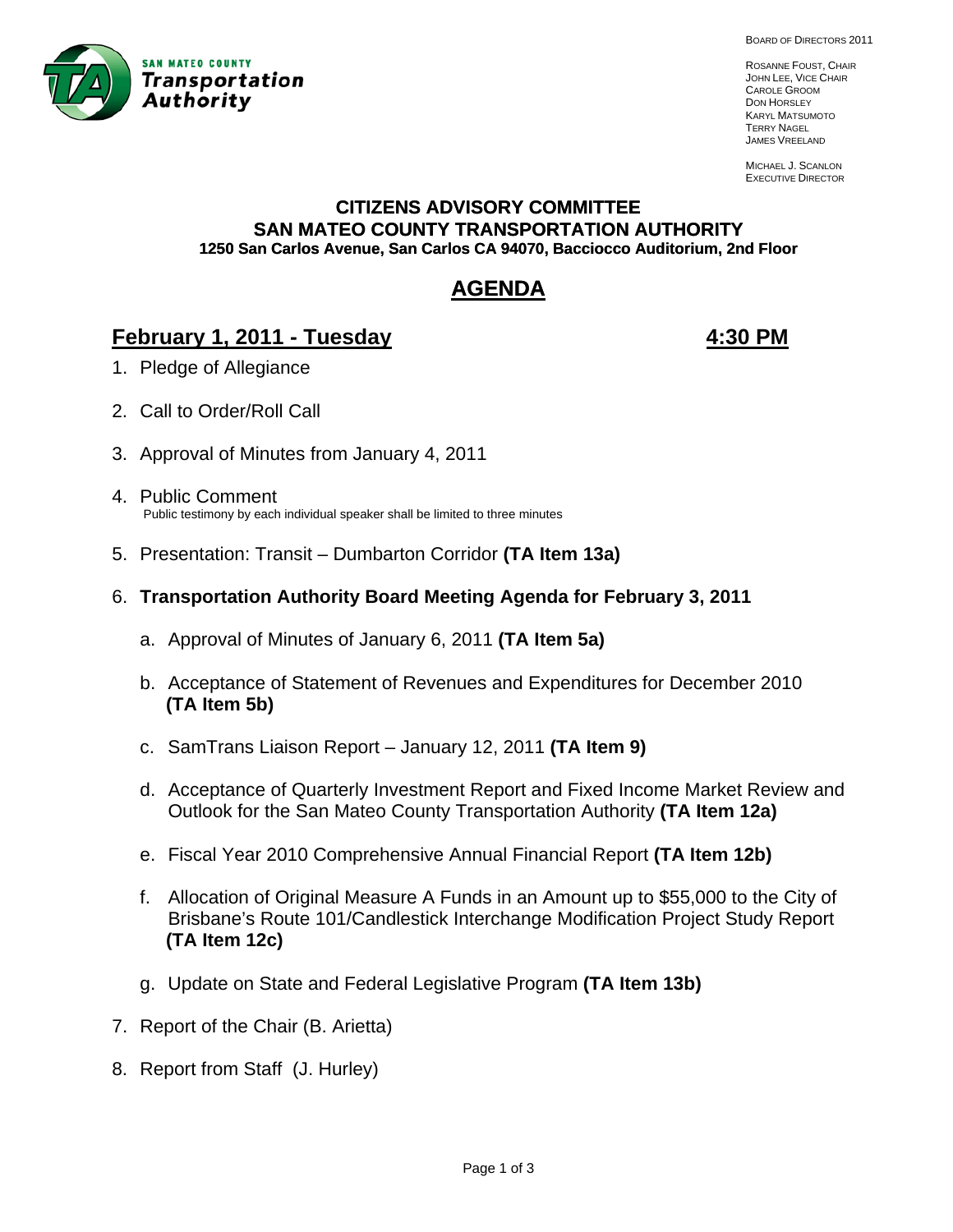SAN MATEO COUNTY **Transportation Authority**

BOARD OF DIRECTORS 2011

ROSANNE FOUST, CHAIR
JOHN LEE, VICE CHAIR
CAROLE GROOM
DON HORSLEY
KARYL MATSUMOTO
TERRY NAGEL
JAMES VREELAND

MICHAEL J. SCANLON
EXECUTIVE DIRECTOR

## CITIZENS ADVISORY COMMITTEE
## SAN MATEO COUNTY TRANSPORTATION AUTHORITY
**1250 San Carlos Avenue, San Carlos CA 94070, Bacciocco Auditorium, 2nd Floor**

# AGENDA

## February 1, 2011 - Tuesday 4:30 PM

1. Pledge of Allegiance

2. Call to Order/Roll Call

3. Approval of Minutes from January 4, 2011

4. Public Comment
   Public testimony by each individual speaker shall be limited to three minutes

5. Presentation: Transit – Dumbarton Corridor **(TA Item 13a)**

6. **Transportation Authority Board Meeting Agenda for February 3, 2011**

   a. Approval of Minutes of January 6, 2011 **(TA Item 5a)**

   b. Acceptance of Statement of Revenues and Expenditures for December 2010 **(TA Item 5b)**

   c. SamTrans Liaison Report – January 12, 2011 **(TA Item 9)**

   d. Acceptance of Quarterly Investment Report and Fixed Income Market Review and Outlook for the San Mateo County Transportation Authority **(TA Item 12a)**

   e. Fiscal Year 2010 Comprehensive Annual Financial Report **(TA Item 12b)**

   f. Allocation of Original Measure A Funds in an Amount up to $55,000 to the City of Brisbane's Route 101/Candlestick Interchange Modification Project Study Report **(TA Item 12c)**

   g. Update on State and Federal Legislative Program **(TA Item 13b)**

7. Report of the Chair (B. Arietta)

8. Report from Staff (J. Hurley)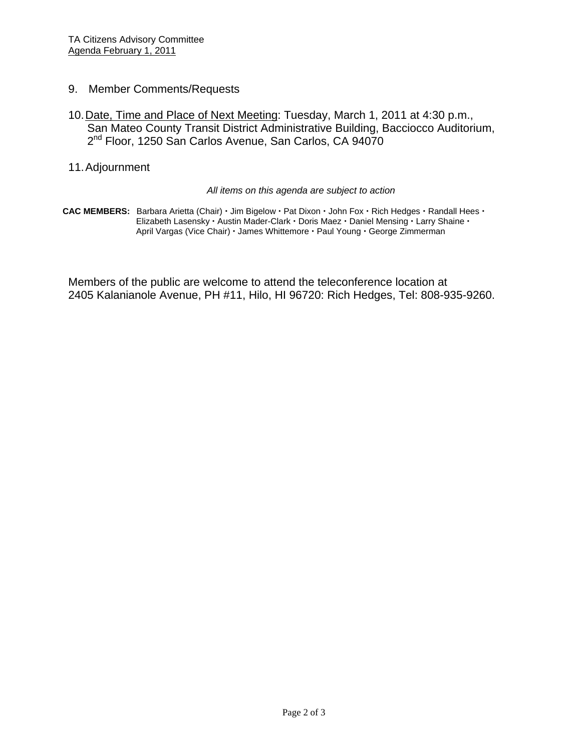9. Member Comments/Requests

10. Date, Time and Place of Next Meeting: Tuesday, March 1, 2011 at 4:30 p.m., San Mateo County Transit District Administrative Building, Bacciocco Auditorium, 2nd Floor, 1250 San Carlos Avenue, San Carlos, CA 94070

11. Adjournment

*All items on this agenda are subject to action*

**CAC MEMBERS:** Barbara Arietta (Chair) • Jim Bigelow • Pat Dixon • John Fox • Rich Hedges • Randall Hees • Elizabeth Lasensky • Austin Mader-Clark • Doris Maez • Daniel Mensing • Larry Shaine • April Vargas (Vice Chair) • James Whittemore • Paul Young • George Zimmerman

Members of the public are welcome to attend the teleconference location at 2405 Kalanianole Avenue, PH #11, Hilo, HI 96720: Rich Hedges, Tel: 808-935-9260.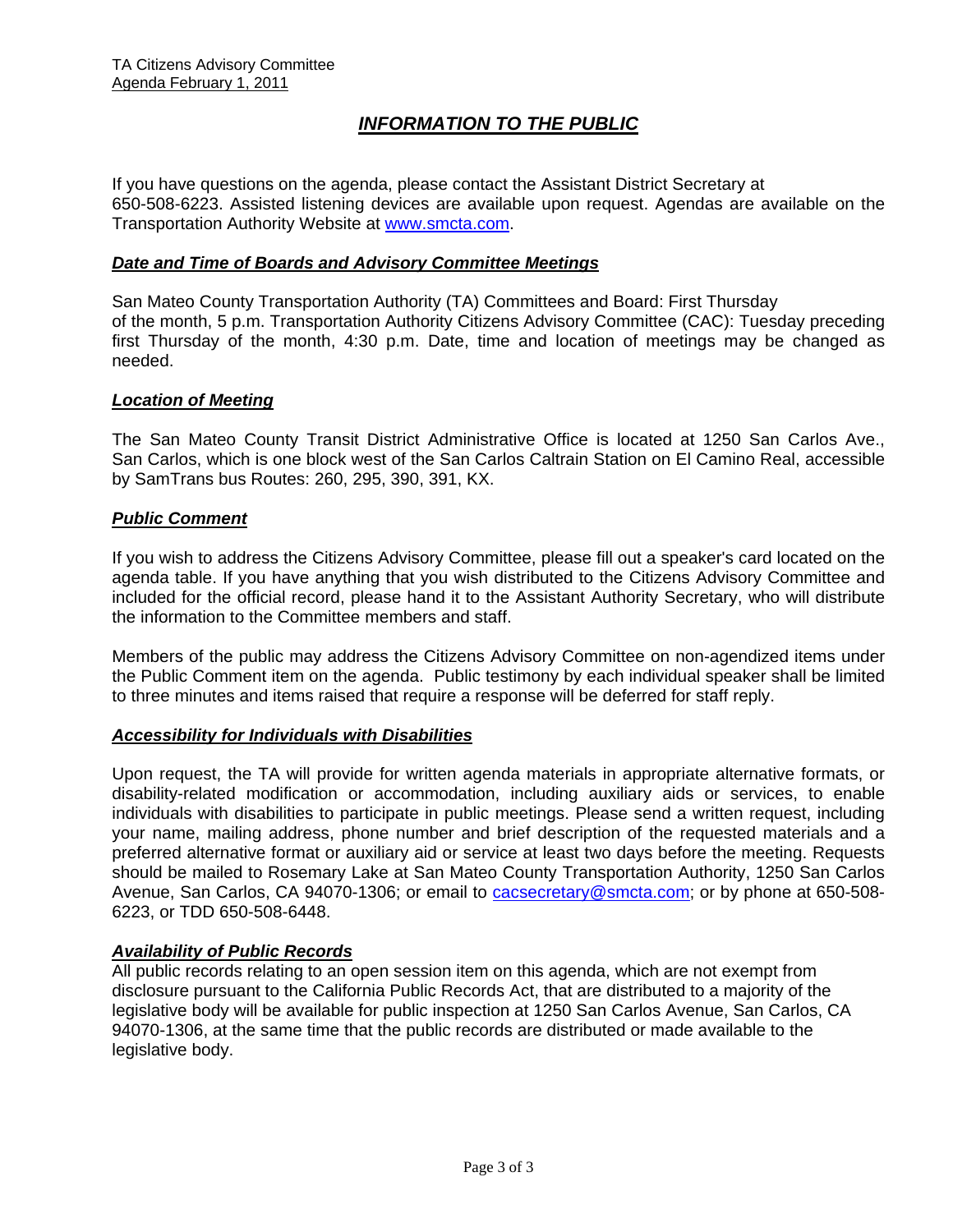TA Citizens Advisory Committee
Agenda February 1, 2011

# ***INFORMATION TO THE PUBLIC***

If you have questions on the agenda, please contact the Assistant District Secretary at 650-508-6223. Assisted listening devices are available upon request. Agendas are available on the Transportation Authority Website at [www.smcta.com](http://www.smcta.com).

### ***Date and Time of Boards and Advisory Committee Meetings***

San Mateo County Transportation Authority (TA) Committees and Board: First Thursday of the month, 5 p.m. Transportation Authority Citizens Advisory Committee (CAC): Tuesday preceding first Thursday of the month, 4:30 p.m. Date, time and location of meetings may be changed as needed.

### ***Location of Meeting***

The San Mateo County Transit District Administrative Office is located at 1250 San Carlos Ave., San Carlos, which is one block west of the San Carlos Caltrain Station on El Camino Real, accessible by SamTrans bus Routes: 260, 295, 390, 391, KX.

### ***Public Comment***

If you wish to address the Citizens Advisory Committee, please fill out a speaker's card located on the agenda table. If you have anything that you wish distributed to the Citizens Advisory Committee and included for the official record, please hand it to the Assistant Authority Secretary, who will distribute the information to the Committee members and staff.

Members of the public may address the Citizens Advisory Committee on non-agendized items under the Public Comment item on the agenda. Public testimony by each individual speaker shall be limited to three minutes and items raised that require a response will be deferred for staff reply.

### ***Accessibility for Individuals with Disabilities***

Upon request, the TA will provide for written agenda materials in appropriate alternative formats, or disability-related modification or accommodation, including auxiliary aids or services, to enable individuals with disabilities to participate in public meetings. Please send a written request, including your name, mailing address, phone number and brief description of the requested materials and a preferred alternative format or auxiliary aid or service at least two days before the meeting. Requests should be mailed to Rosemary Lake at San Mateo County Transportation Authority, 1250 San Carlos Avenue, San Carlos, CA 94070-1306; or email to [cacsecretary@smcta.com](mailto:cacsecretary@smcta.com); or by phone at 650-508-6223, or TDD 650-508-6448.

### ***Availability of Public Records***

All public records relating to an open session item on this agenda, which are not exempt from disclosure pursuant to the California Public Records Act, that are distributed to a majority of the legislative body will be available for public inspection at 1250 San Carlos Avenue, San Carlos, CA 94070-1306, at the same time that the public records are distributed or made available to the legislative body.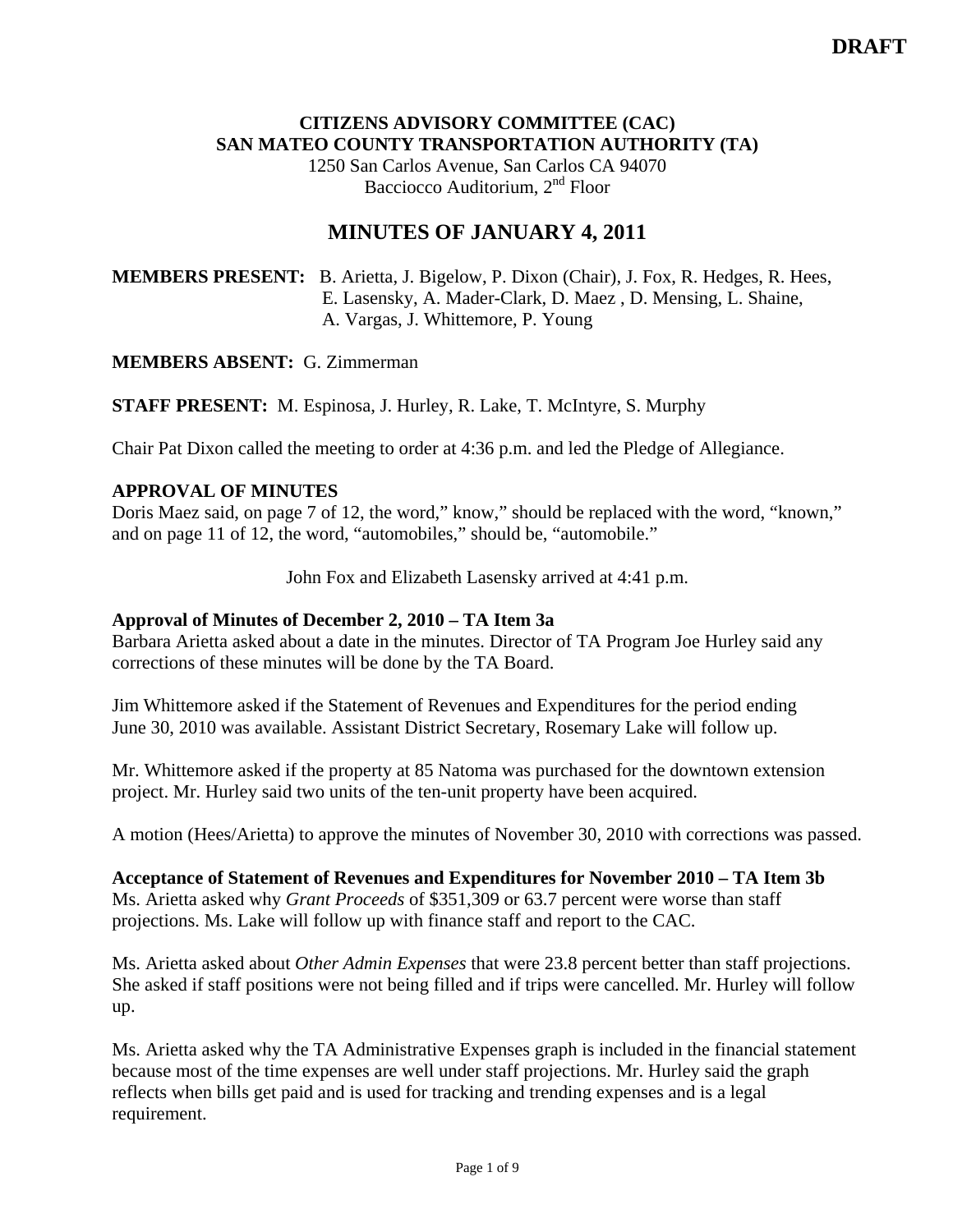**DRAFT**

**CITIZENS ADVISORY COMMITTEE (CAC)**
**SAN MATEO COUNTY TRANSPORTATION AUTHORITY (TA)**
1250 San Carlos Avenue, San Carlos CA 94070
Bacciocco Auditorium, 2nd Floor

# MINUTES OF JANUARY 4, 2011

**MEMBERS PRESENT:** B. Arietta, J. Bigelow, P. Dixon (Chair), J. Fox, R. Hedges, R. Hees, E. Lasensky, A. Mader-Clark, D. Maez , D. Mensing, L. Shaine, A. Vargas, J. Whittemore, P. Young

**MEMBERS ABSENT:** G. Zimmerman

**STAFF PRESENT:** M. Espinosa, J. Hurley, R. Lake, T. McIntyre, S. Murphy

Chair Pat Dixon called the meeting to order at 4:36 p.m. and led the Pledge of Allegiance.

**APPROVAL OF MINUTES**

Doris Maez said, on page 7 of 12, the word," know," should be replaced with the word, "known," and on page 11 of 12, the word, "automobiles," should be, "automobile."

John Fox and Elizabeth Lasensky arrived at 4:41 p.m.

**Approval of Minutes of December 2, 2010 – TA Item 3a**

Barbara Arietta asked about a date in the minutes. Director of TA Program Joe Hurley said any corrections of these minutes will be done by the TA Board.

Jim Whittemore asked if the Statement of Revenues and Expenditures for the period ending June 30, 2010 was available. Assistant District Secretary, Rosemary Lake will follow up.

Mr. Whittemore asked if the property at 85 Natoma was purchased for the downtown extension project. Mr. Hurley said two units of the ten-unit property have been acquired.

A motion (Hees/Arietta) to approve the minutes of November 30, 2010 with corrections was passed.

**Acceptance of Statement of Revenues and Expenditures for November 2010 – TA Item 3b**

Ms. Arietta asked why *Grant Proceeds* of $351,309 or 63.7 percent were worse than staff projections. Ms. Lake will follow up with finance staff and report to the CAC.

Ms. Arietta asked about *Other Admin Expenses* that were 23.8 percent better than staff projections. She asked if staff positions were not being filled and if trips were cancelled. Mr. Hurley will follow up.

Ms. Arietta asked why the TA Administrative Expenses graph is included in the financial statement because most of the time expenses are well under staff projections. Mr. Hurley said the graph reflects when bills get paid and is used for tracking and trending expenses and is a legal requirement.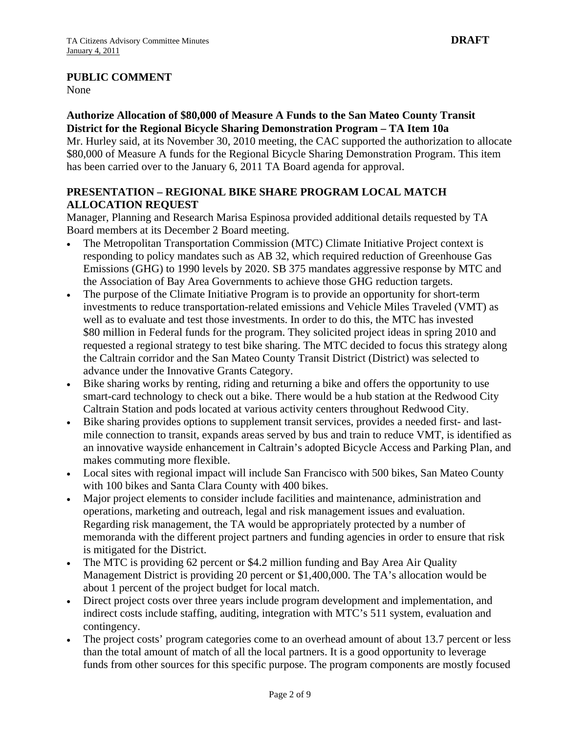## PUBLIC COMMENT

None

## Authorize Allocation of $80,000 of Measure A Funds to the San Mateo County Transit District for the Regional Bicycle Sharing Demonstration Program – TA Item 10a

Mr. Hurley said, at its November 30, 2010 meeting, the CAC supported the authorization to allocate $80,000 of Measure A funds for the Regional Bicycle Sharing Demonstration Program. This item has been carried over to the January 6, 2011 TA Board agenda for approval.

## PRESENTATION – REGIONAL BIKE SHARE PROGRAM LOCAL MATCH ALLOCATION REQUEST

Manager, Planning and Research Marisa Espinosa provided additional details requested by TA Board members at its December 2 Board meeting.

- The Metropolitan Transportation Commission (MTC) Climate Initiative Project context is responding to policy mandates such as AB 32, which required reduction of Greenhouse Gas Emissions (GHG) to 1990 levels by 2020. SB 375 mandates aggressive response by MTC and the Association of Bay Area Governments to achieve those GHG reduction targets.
- The purpose of the Climate Initiative Program is to provide an opportunity for short-term investments to reduce transportation-related emissions and Vehicle Miles Traveled (VMT) as well as to evaluate and test those investments. In order to do this, the MTC has invested $80 million in Federal funds for the program. They solicited project ideas in spring 2010 and requested a regional strategy to test bike sharing. The MTC decided to focus this strategy along the Caltrain corridor and the San Mateo County Transit District (District) was selected to advance under the Innovative Grants Category.
- Bike sharing works by renting, riding and returning a bike and offers the opportunity to use smart-card technology to check out a bike. There would be a hub station at the Redwood City Caltrain Station and pods located at various activity centers throughout Redwood City.
- Bike sharing provides options to supplement transit services, provides a needed first- and last-mile connection to transit, expands areas served by bus and train to reduce VMT, is identified as an innovative wayside enhancement in Caltrain's adopted Bicycle Access and Parking Plan, and makes commuting more flexible.
- Local sites with regional impact will include San Francisco with 500 bikes, San Mateo County with 100 bikes and Santa Clara County with 400 bikes.
- Major project elements to consider include facilities and maintenance, administration and operations, marketing and outreach, legal and risk management issues and evaluation. Regarding risk management, the TA would be appropriately protected by a number of memoranda with the different project partners and funding agencies in order to ensure that risk is mitigated for the District.
- The MTC is providing 62 percent or $4.2 million funding and Bay Area Air Quality Management District is providing 20 percent or $1,400,000. The TA's allocation would be about 1 percent of the project budget for local match.
- Direct project costs over three years include program development and implementation, and indirect costs include staffing, auditing, integration with MTC's 511 system, evaluation and contingency.
- The project costs' program categories come to an overhead amount of about 13.7 percent or less than the total amount of match of all the local partners. It is a good opportunity to leverage funds from other sources for this specific purpose. The program components are mostly focused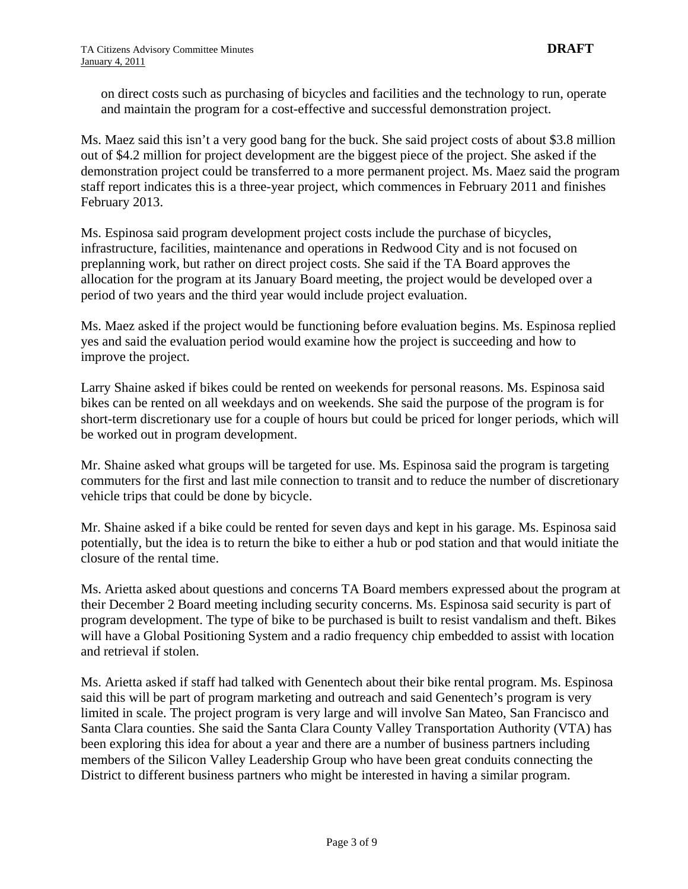on direct costs such as purchasing of bicycles and facilities and the technology to run, operate and maintain the program for a cost-effective and successful demonstration project.

Ms. Maez said this isn't a very good bang for the buck. She said project costs of about \$3.8 million out of \$4.2 million for project development are the biggest piece of the project. She asked if the demonstration project could be transferred to a more permanent project. Ms. Maez said the program staff report indicates this is a three-year project, which commences in February 2011 and finishes February 2013.

Ms. Espinosa said program development project costs include the purchase of bicycles, infrastructure, facilities, maintenance and operations in Redwood City and is not focused on preplanning work, but rather on direct project costs. She said if the TA Board approves the allocation for the program at its January Board meeting, the project would be developed over a period of two years and the third year would include project evaluation.

Ms. Maez asked if the project would be functioning before evaluation begins. Ms. Espinosa replied yes and said the evaluation period would examine how the project is succeeding and how to improve the project.

Larry Shaine asked if bikes could be rented on weekends for personal reasons. Ms. Espinosa said bikes can be rented on all weekdays and on weekends. She said the purpose of the program is for short-term discretionary use for a couple of hours but could be priced for longer periods, which will be worked out in program development.

Mr. Shaine asked what groups will be targeted for use. Ms. Espinosa said the program is targeting commuters for the first and last mile connection to transit and to reduce the number of discretionary vehicle trips that could be done by bicycle.

Mr. Shaine asked if a bike could be rented for seven days and kept in his garage. Ms. Espinosa said potentially, but the idea is to return the bike to either a hub or pod station and that would initiate the closure of the rental time.

Ms. Arietta asked about questions and concerns TA Board members expressed about the program at their December 2 Board meeting including security concerns. Ms. Espinosa said security is part of program development. The type of bike to be purchased is built to resist vandalism and theft. Bikes will have a Global Positioning System and a radio frequency chip embedded to assist with location and retrieval if stolen.

Ms. Arietta asked if staff had talked with Genentech about their bike rental program. Ms. Espinosa said this will be part of program marketing and outreach and said Genentech's program is very limited in scale. The project program is very large and will involve San Mateo, San Francisco and Santa Clara counties. She said the Santa Clara County Valley Transportation Authority (VTA) has been exploring this idea for about a year and there are a number of business partners including members of the Silicon Valley Leadership Group who have been great conduits connecting the District to different business partners who might be interested in having a similar program.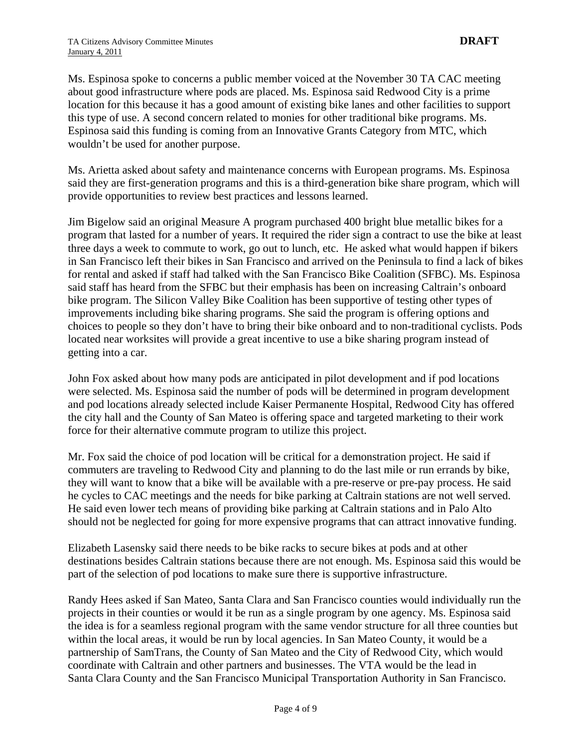Ms. Espinosa spoke to concerns a public member voiced at the November 30 TA CAC meeting about good infrastructure where pods are placed. Ms. Espinosa said Redwood City is a prime location for this because it has a good amount of existing bike lanes and other facilities to support this type of use. A second concern related to monies for other traditional bike programs. Ms. Espinosa said this funding is coming from an Innovative Grants Category from MTC, which wouldn't be used for another purpose.

Ms. Arietta asked about safety and maintenance concerns with European programs. Ms. Espinosa said they are first-generation programs and this is a third-generation bike share program, which will provide opportunities to review best practices and lessons learned.

Jim Bigelow said an original Measure A program purchased 400 bright blue metallic bikes for a program that lasted for a number of years. It required the rider sign a contract to use the bike at least three days a week to commute to work, go out to lunch, etc. He asked what would happen if bikers in San Francisco left their bikes in San Francisco and arrived on the Peninsula to find a lack of bikes for rental and asked if staff had talked with the San Francisco Bike Coalition (SFBC). Ms. Espinosa said staff has heard from the SFBC but their emphasis has been on increasing Caltrain's onboard bike program. The Silicon Valley Bike Coalition has been supportive of testing other types of improvements including bike sharing programs. She said the program is offering options and choices to people so they don't have to bring their bike onboard and to non-traditional cyclists. Pods located near worksites will provide a great incentive to use a bike sharing program instead of getting into a car.

John Fox asked about how many pods are anticipated in pilot development and if pod locations were selected. Ms. Espinosa said the number of pods will be determined in program development and pod locations already selected include Kaiser Permanente Hospital, Redwood City has offered the city hall and the County of San Mateo is offering space and targeted marketing to their work force for their alternative commute program to utilize this project.

Mr. Fox said the choice of pod location will be critical for a demonstration project. He said if commuters are traveling to Redwood City and planning to do the last mile or run errands by bike, they will want to know that a bike will be available with a pre-reserve or pre-pay process. He said he cycles to CAC meetings and the needs for bike parking at Caltrain stations are not well served. He said even lower tech means of providing bike parking at Caltrain stations and in Palo Alto should not be neglected for going for more expensive programs that can attract innovative funding.

Elizabeth Lasensky said there needs to be bike racks to secure bikes at pods and at other destinations besides Caltrain stations because there are not enough. Ms. Espinosa said this would be part of the selection of pod locations to make sure there is supportive infrastructure.

Randy Hees asked if San Mateo, Santa Clara and San Francisco counties would individually run the projects in their counties or would it be run as a single program by one agency. Ms. Espinosa said the idea is for a seamless regional program with the same vendor structure for all three counties but within the local areas, it would be run by local agencies. In San Mateo County, it would be a partnership of SamTrans, the County of San Mateo and the City of Redwood City, which would coordinate with Caltrain and other partners and businesses. The VTA would be the lead in Santa Clara County and the San Francisco Municipal Transportation Authority in San Francisco.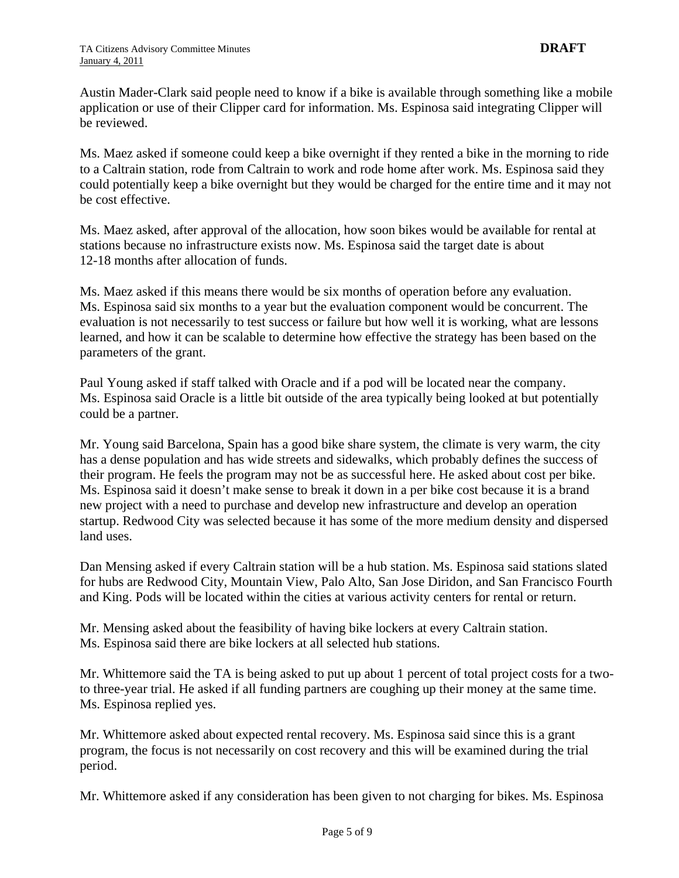Austin Mader-Clark said people need to know if a bike is available through something like a mobile application or use of their Clipper card for information. Ms. Espinosa said integrating Clipper will be reviewed.

Ms. Maez asked if someone could keep a bike overnight if they rented a bike in the morning to ride to a Caltrain station, rode from Caltrain to work and rode home after work. Ms. Espinosa said they could potentially keep a bike overnight but they would be charged for the entire time and it may not be cost effective.

Ms. Maez asked, after approval of the allocation, how soon bikes would be available for rental at stations because no infrastructure exists now. Ms. Espinosa said the target date is about 12-18 months after allocation of funds.

Ms. Maez asked if this means there would be six months of operation before any evaluation. Ms. Espinosa said six months to a year but the evaluation component would be concurrent. The evaluation is not necessarily to test success or failure but how well it is working, what are lessons learned, and how it can be scalable to determine how effective the strategy has been based on the parameters of the grant.

Paul Young asked if staff talked with Oracle and if a pod will be located near the company. Ms. Espinosa said Oracle is a little bit outside of the area typically being looked at but potentially could be a partner.

Mr. Young said Barcelona, Spain has a good bike share system, the climate is very warm, the city has a dense population and has wide streets and sidewalks, which probably defines the success of their program. He feels the program may not be as successful here. He asked about cost per bike. Ms. Espinosa said it doesn't make sense to break it down in a per bike cost because it is a brand new project with a need to purchase and develop new infrastructure and develop an operation startup. Redwood City was selected because it has some of the more medium density and dispersed land uses.

Dan Mensing asked if every Caltrain station will be a hub station. Ms. Espinosa said stations slated for hubs are Redwood City, Mountain View, Palo Alto, San Jose Diridon, and San Francisco Fourth and King. Pods will be located within the cities at various activity centers for rental or return.

Mr. Mensing asked about the feasibility of having bike lockers at every Caltrain station. Ms. Espinosa said there are bike lockers at all selected hub stations.

Mr. Whittemore said the TA is being asked to put up about 1 percent of total project costs for a two- to three-year trial. He asked if all funding partners are coughing up their money at the same time. Ms. Espinosa replied yes.

Mr. Whittemore asked about expected rental recovery. Ms. Espinosa said since this is a grant program, the focus is not necessarily on cost recovery and this will be examined during the trial period.

Mr. Whittemore asked if any consideration has been given to not charging for bikes. Ms. Espinosa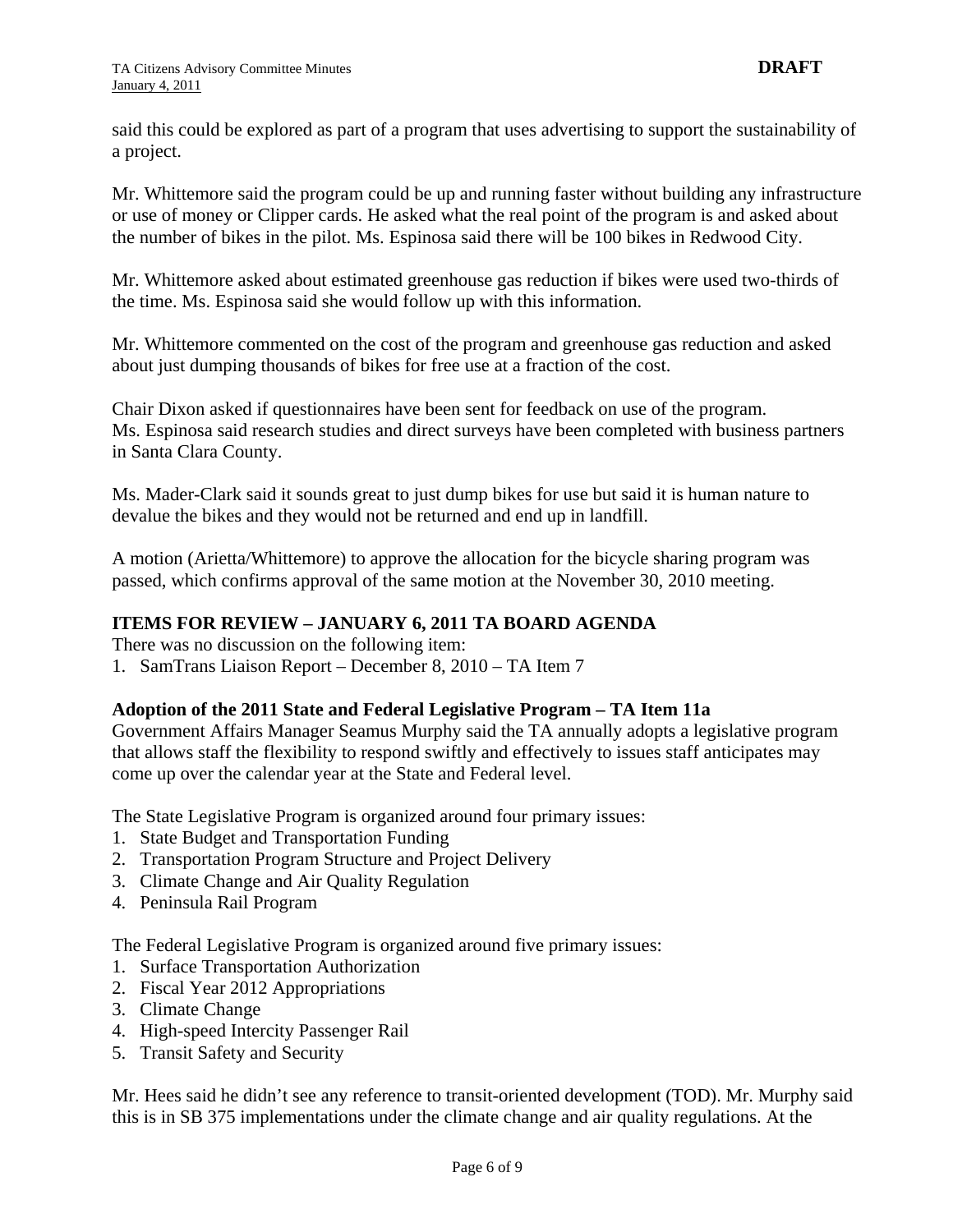said this could be explored as part of a program that uses advertising to support the sustainability of a project.

Mr. Whittemore said the program could be up and running faster without building any infrastructure or use of money or Clipper cards. He asked what the real point of the program is and asked about the number of bikes in the pilot. Ms. Espinosa said there will be 100 bikes in Redwood City.

Mr. Whittemore asked about estimated greenhouse gas reduction if bikes were used two-thirds of the time. Ms. Espinosa said she would follow up with this information.

Mr. Whittemore commented on the cost of the program and greenhouse gas reduction and asked about just dumping thousands of bikes for free use at a fraction of the cost.

Chair Dixon asked if questionnaires have been sent for feedback on use of the program. Ms. Espinosa said research studies and direct surveys have been completed with business partners in Santa Clara County.

Ms. Mader-Clark said it sounds great to just dump bikes for use but said it is human nature to devalue the bikes and they would not be returned and end up in landfill.

A motion (Arietta/Whittemore) to approve the allocation for the bicycle sharing program was passed, which confirms approval of the same motion at the November 30, 2010 meeting.

**ITEMS FOR REVIEW – JANUARY 6, 2011 TA BOARD AGENDA**

There was no discussion on the following item:

1. SamTrans Liaison Report – December 8, 2010 – TA Item 7

**Adoption of the 2011 State and Federal Legislative Program – TA Item 11a**

Government Affairs Manager Seamus Murphy said the TA annually adopts a legislative program that allows staff the flexibility to respond swiftly and effectively to issues staff anticipates may come up over the calendar year at the State and Federal level.

The State Legislative Program is organized around four primary issues:

1. State Budget and Transportation Funding
2. Transportation Program Structure and Project Delivery
3. Climate Change and Air Quality Regulation
4. Peninsula Rail Program

The Federal Legislative Program is organized around five primary issues:

1. Surface Transportation Authorization
2. Fiscal Year 2012 Appropriations
3. Climate Change
4. High-speed Intercity Passenger Rail
5. Transit Safety and Security

Mr. Hees said he didn't see any reference to transit-oriented development (TOD). Mr. Murphy said this is in SB 375 implementations under the climate change and air quality regulations. At the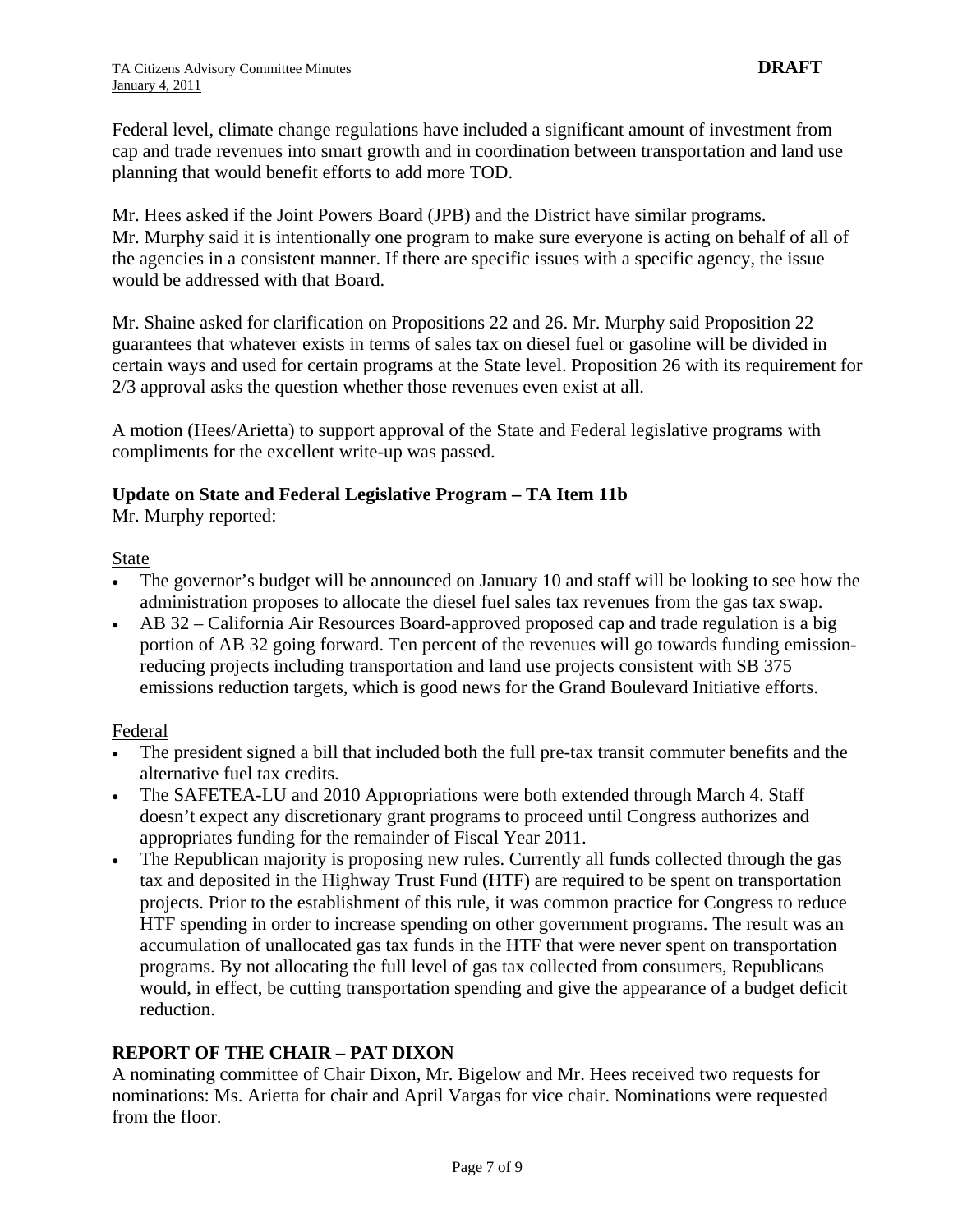Federal level, climate change regulations have included a significant amount of investment from cap and trade revenues into smart growth and in coordination between transportation and land use planning that would benefit efforts to add more TOD.

Mr. Hees asked if the Joint Powers Board (JPB) and the District have similar programs. Mr. Murphy said it is intentionally one program to make sure everyone is acting on behalf of all of the agencies in a consistent manner. If there are specific issues with a specific agency, the issue would be addressed with that Board.

Mr. Shaine asked for clarification on Propositions 22 and 26. Mr. Murphy said Proposition 22 guarantees that whatever exists in terms of sales tax on diesel fuel or gasoline will be divided in certain ways and used for certain programs at the State level. Proposition 26 with its requirement for 2/3 approval asks the question whether those revenues even exist at all.

A motion (Hees/Arietta) to support approval of the State and Federal legislative programs with compliments for the excellent write-up was passed.

**Update on State and Federal Legislative Program – TA Item 11b**

Mr. Murphy reported:

State

- The governor's budget will be announced on January 10 and staff will be looking to see how the administration proposes to allocate the diesel fuel sales tax revenues from the gas tax swap.
- AB 32 – California Air Resources Board-approved proposed cap and trade regulation is a big portion of AB 32 going forward. Ten percent of the revenues will go towards funding emission-reducing projects including transportation and land use projects consistent with SB 375 emissions reduction targets, which is good news for the Grand Boulevard Initiative efforts.

Federal

- The president signed a bill that included both the full pre-tax transit commuter benefits and the alternative fuel tax credits.
- The SAFETEA-LU and 2010 Appropriations were both extended through March 4. Staff doesn't expect any discretionary grant programs to proceed until Congress authorizes and appropriates funding for the remainder of Fiscal Year 2011.
- The Republican majority is proposing new rules. Currently all funds collected through the gas tax and deposited in the Highway Trust Fund (HTF) are required to be spent on transportation projects. Prior to the establishment of this rule, it was common practice for Congress to reduce HTF spending in order to increase spending on other government programs. The result was an accumulation of unallocated gas tax funds in the HTF that were never spent on transportation programs. By not allocating the full level of gas tax collected from consumers, Republicans would, in effect, be cutting transportation spending and give the appearance of a budget deficit reduction.

## REPORT OF THE CHAIR – PAT DIXON

A nominating committee of Chair Dixon, Mr. Bigelow and Mr. Hees received two requests for nominations: Ms. Arietta for chair and April Vargas for vice chair. Nominations were requested from the floor.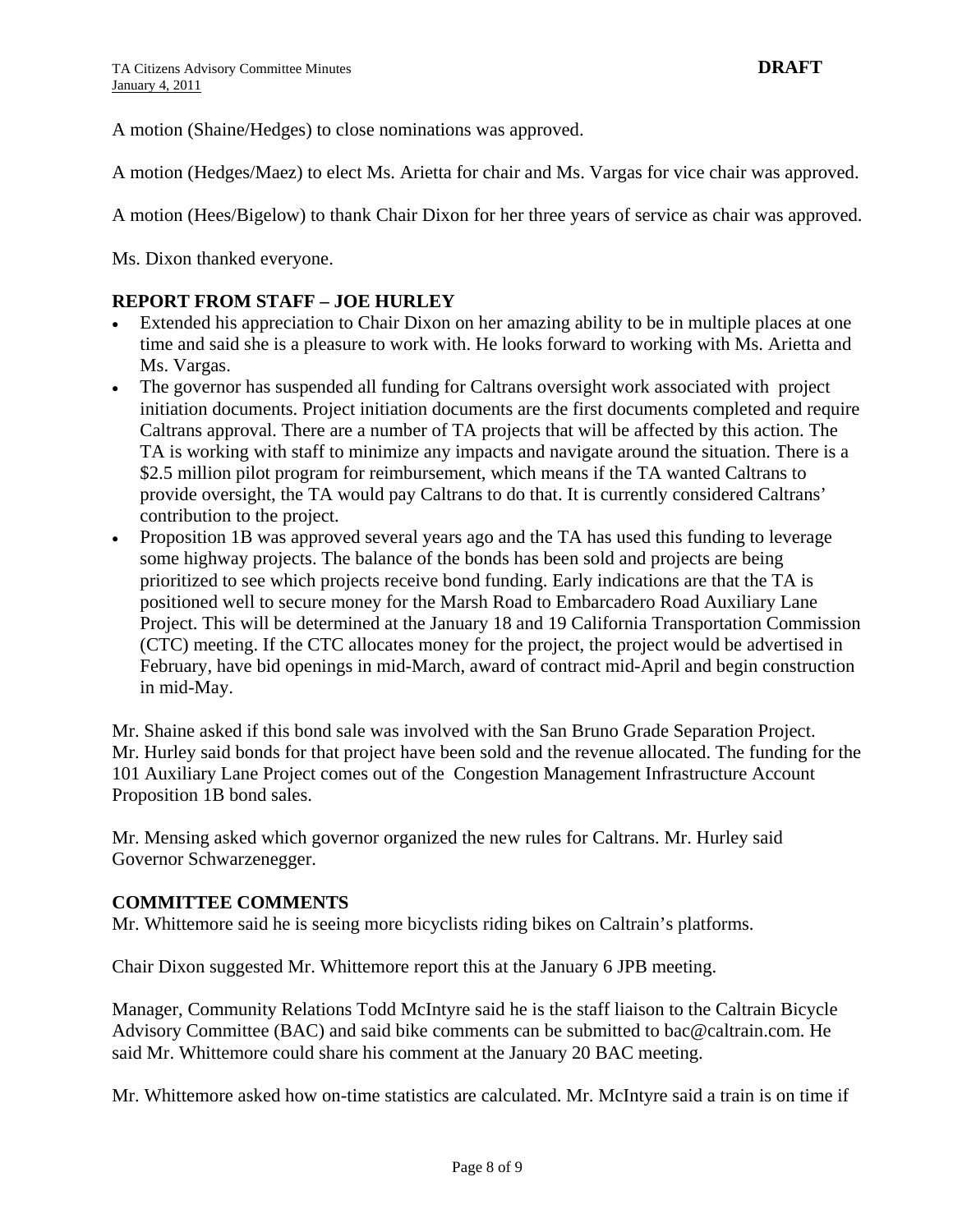A motion (Shaine/Hedges) to close nominations was approved.

A motion (Hedges/Maez) to elect Ms. Arietta for chair and Ms. Vargas for vice chair was approved.

A motion (Hees/Bigelow) to thank Chair Dixon for her three years of service as chair was approved.

Ms. Dixon thanked everyone.

**REPORT FROM STAFF – JOE HURLEY**

- Extended his appreciation to Chair Dixon on her amazing ability to be in multiple places at one time and said she is a pleasure to work with. He looks forward to working with Ms. Arietta and Ms. Vargas.
- The governor has suspended all funding for Caltrans oversight work associated with project initiation documents. Project initiation documents are the first documents completed and require Caltrans approval. There are a number of TA projects that will be affected by this action. The TA is working with staff to minimize any impacts and navigate around the situation. There is a $2.5 million pilot program for reimbursement, which means if the TA wanted Caltrans to provide oversight, the TA would pay Caltrans to do that. It is currently considered Caltrans' contribution to the project.
- Proposition 1B was approved several years ago and the TA has used this funding to leverage some highway projects. The balance of the bonds has been sold and projects are being prioritized to see which projects receive bond funding. Early indications are that the TA is positioned well to secure money for the Marsh Road to Embarcadero Road Auxiliary Lane Project. This will be determined at the January 18 and 19 California Transportation Commission (CTC) meeting. If the CTC allocates money for the project, the project would be advertised in February, have bid openings in mid-March, award of contract mid-April and begin construction in mid-May.

Mr. Shaine asked if this bond sale was involved with the San Bruno Grade Separation Project. Mr. Hurley said bonds for that project have been sold and the revenue allocated. The funding for the 101 Auxiliary Lane Project comes out of the Congestion Management Infrastructure Account Proposition 1B bond sales.

Mr. Mensing asked which governor organized the new rules for Caltrans. Mr. Hurley said Governor Schwarzenegger.

**COMMITTEE COMMENTS**

Mr. Whittemore said he is seeing more bicyclists riding bikes on Caltrain's platforms.

Chair Dixon suggested Mr. Whittemore report this at the January 6 JPB meeting.

Manager, Community Relations Todd McIntyre said he is the staff liaison to the Caltrain Bicycle Advisory Committee (BAC) and said bike comments can be submitted to bac@caltrain.com. He said Mr. Whittemore could share his comment at the January 20 BAC meeting.

Mr. Whittemore asked how on-time statistics are calculated. Mr. McIntyre said a train is on time if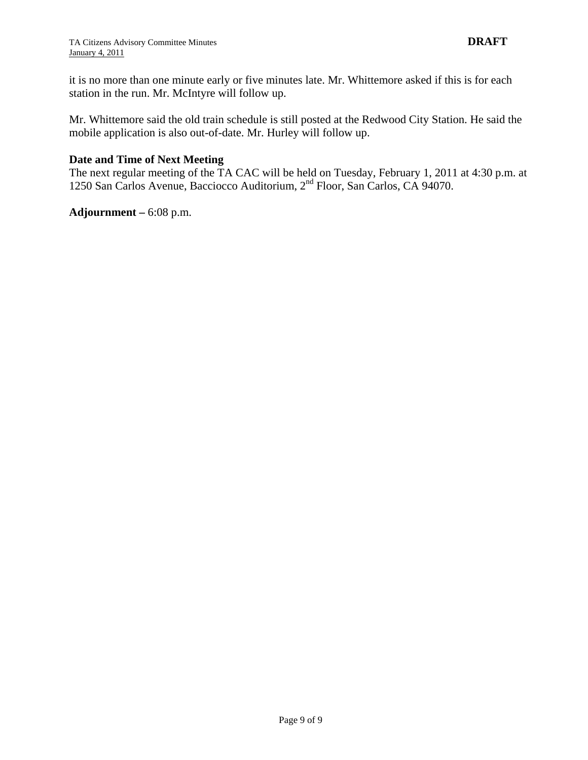it is no more than one minute early or five minutes late. Mr. Whittemore asked if this is for each station in the run. Mr. McIntyre will follow up.

Mr. Whittemore said the old train schedule is still posted at the Redwood City Station. He said the mobile application is also out-of-date. Mr. Hurley will follow up.

**Date and Time of Next Meeting**
The next regular meeting of the TA CAC will be held on Tuesday, February 1, 2011 at 4:30 p.m. at 1250 San Carlos Avenue, Bacciocco Auditorium, 2nd Floor, San Carlos, CA 94070.

**Adjournment –** 6:08 p.m.